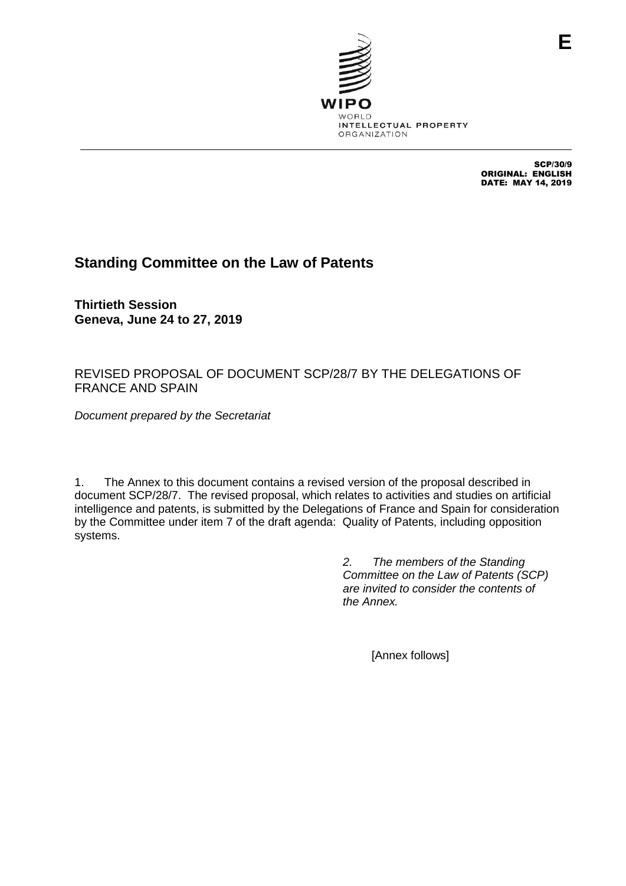E

WIPO
WORLD
INTELLECTUAL PROPERTY
ORGANIZATION

SCP/30/9
ORIGINAL: ENGLISH
DATE: MAY 14, 2019

# Standing Committee on the Law of Patents

**Thirtieth Session**
**Geneva, June 24 to 27, 2019**

## REVISED PROPOSAL OF DOCUMENT SCP/28/7 BY THE DELEGATIONS OF FRANCE AND SPAIN

*Document prepared by the Secretariat*

1. The Annex to this document contains a revised version of the proposal described in document SCP/28/7. The revised proposal, which relates to activities and studies on artificial intelligence and patents, is submitted by the Delegations of France and Spain for consideration by the Committee under item 7 of the draft agenda: Quality of Patents, including opposition systems.

*2. The members of the Standing Committee on the Law of Patents (SCP) are invited to consider the contents of the Annex.*

[Annex follows]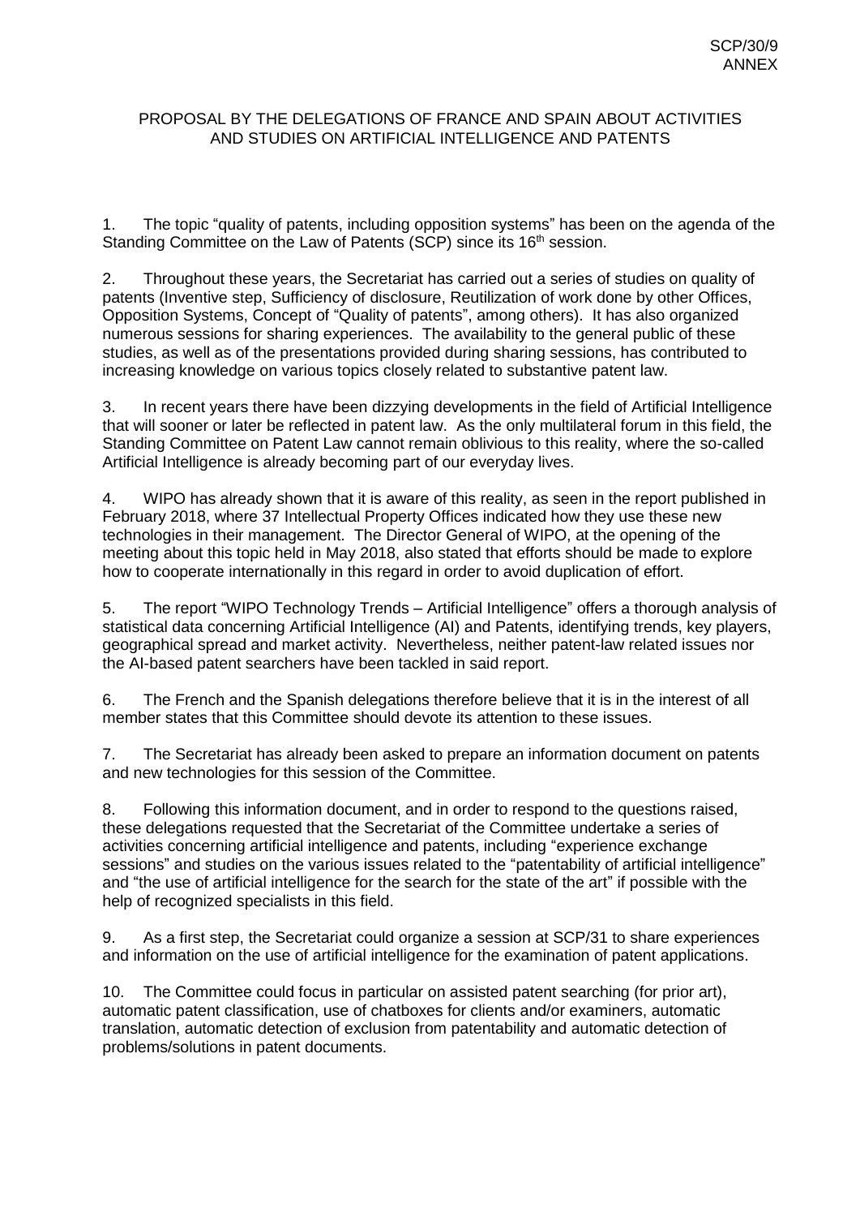PROPOSAL BY THE DELEGATIONS OF FRANCE AND SPAIN ABOUT ACTIVITIES AND STUDIES ON ARTIFICIAL INTELLIGENCE AND PATENTS

1. The topic "quality of patents, including opposition systems" has been on the agenda of the Standing Committee on the Law of Patents (SCP) since its 16th session.

2. Throughout these years, the Secretariat has carried out a series of studies on quality of patents (Inventive step, Sufficiency of disclosure, Reutilization of work done by other Offices, Opposition Systems, Concept of "Quality of patents", among others). It has also organized numerous sessions for sharing experiences. The availability to the general public of these studies, as well as of the presentations provided during sharing sessions, has contributed to increasing knowledge on various topics closely related to substantive patent law.

3. In recent years there have been dizzying developments in the field of Artificial Intelligence that will sooner or later be reflected in patent law. As the only multilateral forum in this field, the Standing Committee on Patent Law cannot remain oblivious to this reality, where the so-called Artificial Intelligence is already becoming part of our everyday lives.

4. WIPO has already shown that it is aware of this reality, as seen in the report published in February 2018, where 37 Intellectual Property Offices indicated how they use these new technologies in their management. The Director General of WIPO, at the opening of the meeting about this topic held in May 2018, also stated that efforts should be made to explore how to cooperate internationally in this regard in order to avoid duplication of effort.

5. The report "WIPO Technology Trends – Artificial Intelligence" offers a thorough analysis of statistical data concerning Artificial Intelligence (AI) and Patents, identifying trends, key players, geographical spread and market activity. Nevertheless, neither patent-law related issues nor the AI-based patent searchers have been tackled in said report.

6. The French and the Spanish delegations therefore believe that it is in the interest of all member states that this Committee should devote its attention to these issues.

7. The Secretariat has already been asked to prepare an information document on patents and new technologies for this session of the Committee.

8. Following this information document, and in order to respond to the questions raised, these delegations requested that the Secretariat of the Committee undertake a series of activities concerning artificial intelligence and patents, including "experience exchange sessions" and studies on the various issues related to the "patentability of artificial intelligence" and "the use of artificial intelligence for the search for the state of the art" if possible with the help of recognized specialists in this field.

9. As a first step, the Secretariat could organize a session at SCP/31 to share experiences and information on the use of artificial intelligence for the examination of patent applications.

10. The Committee could focus in particular on assisted patent searching (for prior art), automatic patent classification, use of chatboxes for clients and/or examiners, automatic translation, automatic detection of exclusion from patentability and automatic detection of problems/solutions in patent documents.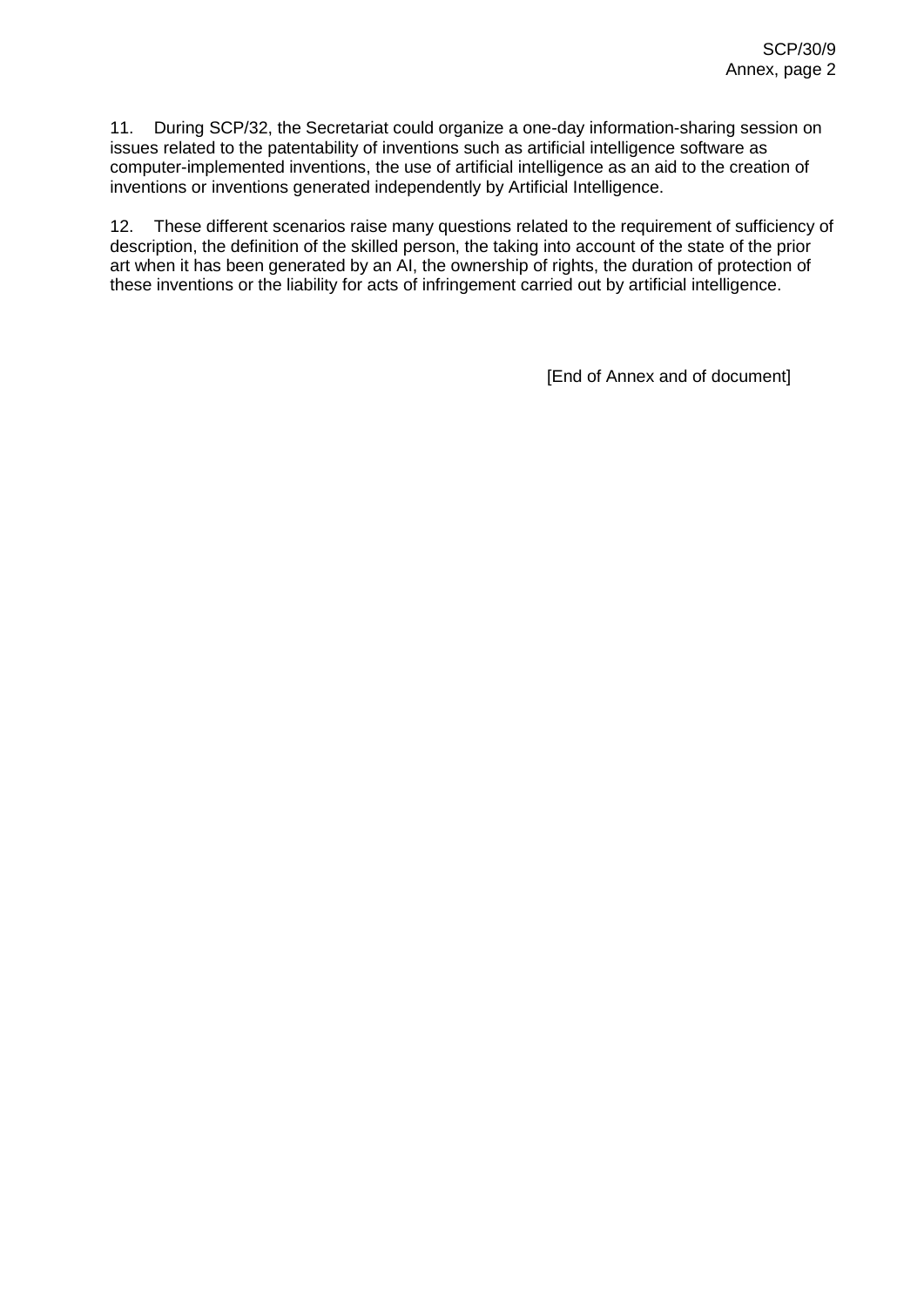11. During SCP/32, the Secretariat could organize a one-day information-sharing session on issues related to the patentability of inventions such as artificial intelligence software as computer-implemented inventions, the use of artificial intelligence as an aid to the creation of inventions or inventions generated independently by Artificial Intelligence.

12. These different scenarios raise many questions related to the requirement of sufficiency of description, the definition of the skilled person, the taking into account of the state of the prior art when it has been generated by an AI, the ownership of rights, the duration of protection of these inventions or the liability for acts of infringement carried out by artificial intelligence.

[End of Annex and of document]